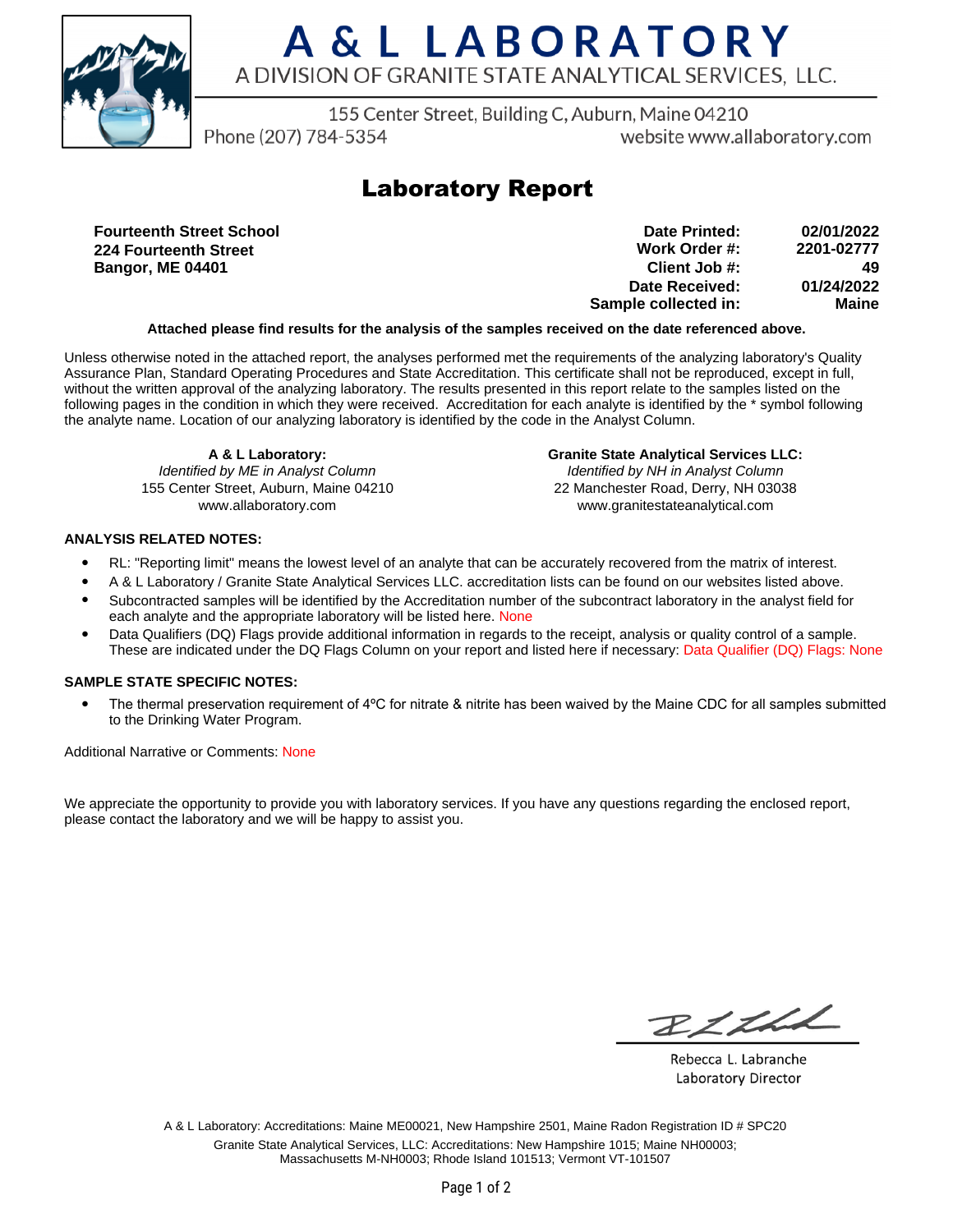# A & L LABORATORY

A DIVISION OF GRANITE STATE ANALYTICAL SERVICES, LLC.

155 Center Street, Building C, Auburn, Maine 04210

Phone (207) 784-5354 website www.allaboratory.com

## Laboratory Report

**Fourteenth Street School**
**224 Fourteenth Street**
**Bangor, ME 04401**

| | |
|---|---|
| **Date Printed:** | **02/01/2022** |
| **Work Order #:** | **2201-02777** |
| **Client Job #:** | **49** |
| **Date Received:** | **01/24/2022** |
| **Sample collected in:** | **Maine** |

**Attached please find results for the analysis of the samples received on the date referenced above.**

Unless otherwise noted in the attached report, the analyses performed met the requirements of the analyzing laboratory's Quality Assurance Plan, Standard Operating Procedures and State Accreditation. This certificate shall not be reproduced, except in full, without the written approval of the analyzing laboratory. The results presented in this report relate to the samples listed on the following pages in the condition in which they were received. Accreditation for each analyte is identified by the * symbol following the analyte name. Location of our analyzing laboratory is identified by the code in the Analyst Column.

**A & L Laboratory:**
*Identified by ME in Analyst Column*
155 Center Street, Auburn, Maine 04210
www.allaboratory.com

**Granite State Analytical Services LLC:**
*Identified by NH in Analyst Column*
22 Manchester Road, Derry, NH 03038
www.granitestateanalytical.com

### ANALYSIS RELATED NOTES:

- RL: "Reporting limit" means the lowest level of an analyte that can be accurately recovered from the matrix of interest.
- A & L Laboratory / Granite State Analytical Services LLC. accreditation lists can be found on our websites listed above.
- Subcontracted samples will be identified by the Accreditation number of the subcontract laboratory in the analyst field for each analyte and the appropriate laboratory will be listed here. None
- Data Qualifiers (DQ) Flags provide additional information in regards to the receipt, analysis or quality control of a sample. These are indicated under the DQ Flags Column on your report and listed here if necessary: Data Qualifier (DQ) Flags: None

### SAMPLE STATE SPECIFIC NOTES:

- The thermal preservation requirement of 4ºC for nitrate & nitrite has been waived by the Maine CDC for all samples submitted to the Drinking Water Program.

Additional Narrative or Comments: None

We appreciate the opportunity to provide you with laboratory services. If you have any questions regarding the enclosed report, please contact the laboratory and we will be happy to assist you.

Rebecca L. Labranche
Laboratory Director

A & L Laboratory: Accreditations: Maine ME00021, New Hampshire 2501, Maine Radon Registration ID # SPC20

Granite State Analytical Services, LLC: Accreditations: New Hampshire 1015; Maine NH00003; Massachusetts M-NH0003; Rhode Island 101513; Vermont VT-101507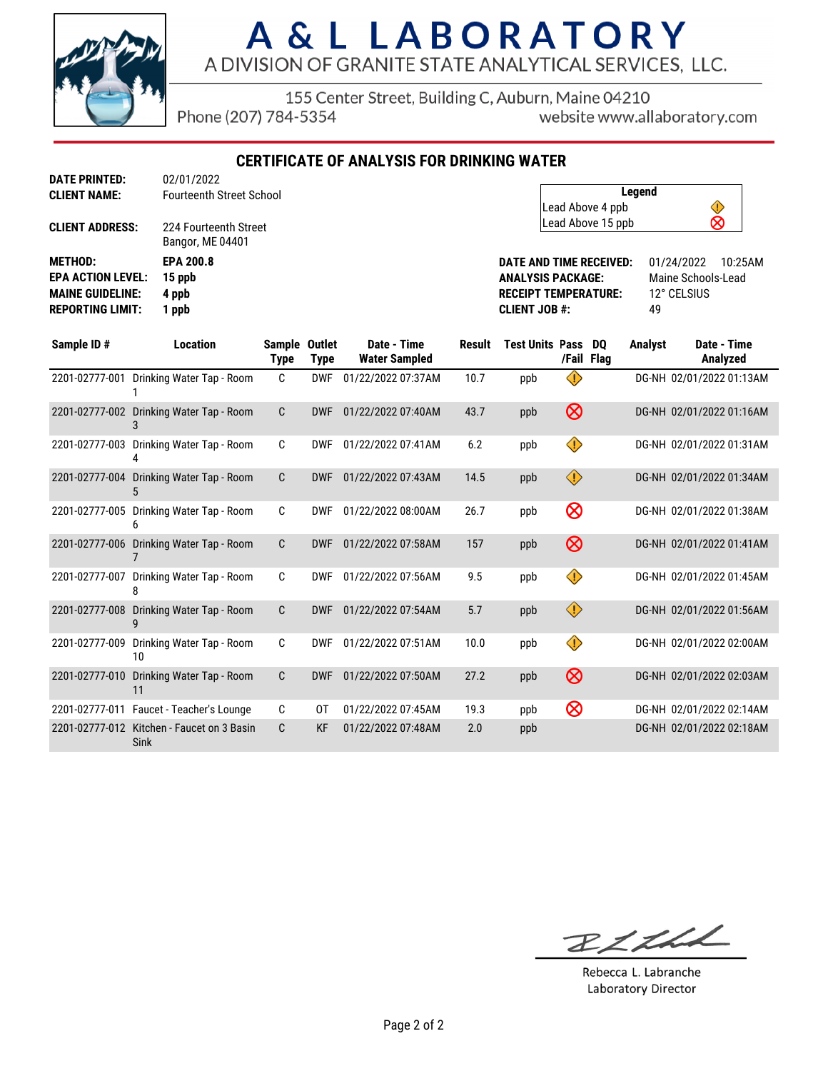# A & L LABORATORY

A DIVISION OF GRANITE STATE ANALYTICAL SERVICES, LLC.

155 Center Street, Building C, Auburn, Maine 04210

Phone (207) 784-5354 website www.allaboratory.com

## CERTIFICATE OF ANALYSIS FOR DRINKING WATER

**DATE PRINTED:** 02/01/2022

**CLIENT NAME:** Fourteenth Street School

**CLIENT ADDRESS:** 224 Fourteenth Street, Bangor, ME 04401

**METHOD:** **EPA 200.8**

**EPA ACTION LEVEL:** **15 ppb**

**MAINE GUIDELINE:** **4 ppb**

**REPORTING LIMIT:** **1 ppb**

| Legend | |
|---|---|
| Lead Above 4 ppb | ⚠ |
| Lead Above 15 ppb | ⊗ |

**DATE AND TIME RECEIVED:** 01/24/2022 10:25AM

**ANALYSIS PACKAGE:** Maine Schools-Lead

**RECEIPT TEMPERATURE:** 12° CELSIUS

**CLIENT JOB #:** 49

| Sample ID # | Location | Sample Type | Outlet Type | Date - Time Water Sampled | Result | Test Units | Pass /Fail | DQ Flag | Analyst | Date - Time Analyzed |
|---|---|---|---|---|---|---|---|---|---|---|
| 2201-02777-001 | Drinking Water Tap - Room 1 | C | DWF | 01/22/2022 07:37AM | 10.7 | ppb | ⚠ | | DG-NH | 02/01/2022 01:13AM |
| 2201-02777-002 | Drinking Water Tap - Room 3 | C | DWF | 01/22/2022 07:40AM | 43.7 | ppb | ⊗ | | DG-NH | 02/01/2022 01:16AM |
| 2201-02777-003 | Drinking Water Tap - Room 4 | C | DWF | 01/22/2022 07:41AM | 6.2 | ppb | ⚠ | | DG-NH | 02/01/2022 01:31AM |
| 2201-02777-004 | Drinking Water Tap - Room 5 | C | DWF | 01/22/2022 07:43AM | 14.5 | ppb | ⚠ | | DG-NH | 02/01/2022 01:34AM |
| 2201-02777-005 | Drinking Water Tap - Room 6 | C | DWF | 01/22/2022 08:00AM | 26.7 | ppb | ⊗ | | DG-NH | 02/01/2022 01:38AM |
| 2201-02777-006 | Drinking Water Tap - Room 7 | C | DWF | 01/22/2022 07:58AM | 157 | ppb | ⊗ | | DG-NH | 02/01/2022 01:41AM |
| 2201-02777-007 | Drinking Water Tap - Room 8 | C | DWF | 01/22/2022 07:56AM | 9.5 | ppb | ⚠ | | DG-NH | 02/01/2022 01:45AM |
| 2201-02777-008 | Drinking Water Tap - Room 9 | C | DWF | 01/22/2022 07:54AM | 5.7 | ppb | ⚠ | | DG-NH | 02/01/2022 01:56AM |
| 2201-02777-009 | Drinking Water Tap - Room 10 | C | DWF | 01/22/2022 07:51AM | 10.0 | ppb | ⚠ | | DG-NH | 02/01/2022 02:00AM |
| 2201-02777-010 | Drinking Water Tap - Room 11 | C | DWF | 01/22/2022 07:50AM | 27.2 | ppb | ⊗ | | DG-NH | 02/01/2022 02:03AM |
| 2201-02777-011 | Faucet - Teacher's Lounge | C | OT | 01/22/2022 07:45AM | 19.3 | ppb | ⊗ | | DG-NH | 02/01/2022 02:14AM |
| 2201-02777-012 | Kitchen - Faucet on 3 Basin Sink | C | KF | 01/22/2022 07:48AM | 2.0 | ppb | | | DG-NH | 02/01/2022 02:18AM |

Rebecca L. Labranche
Laboratory Director